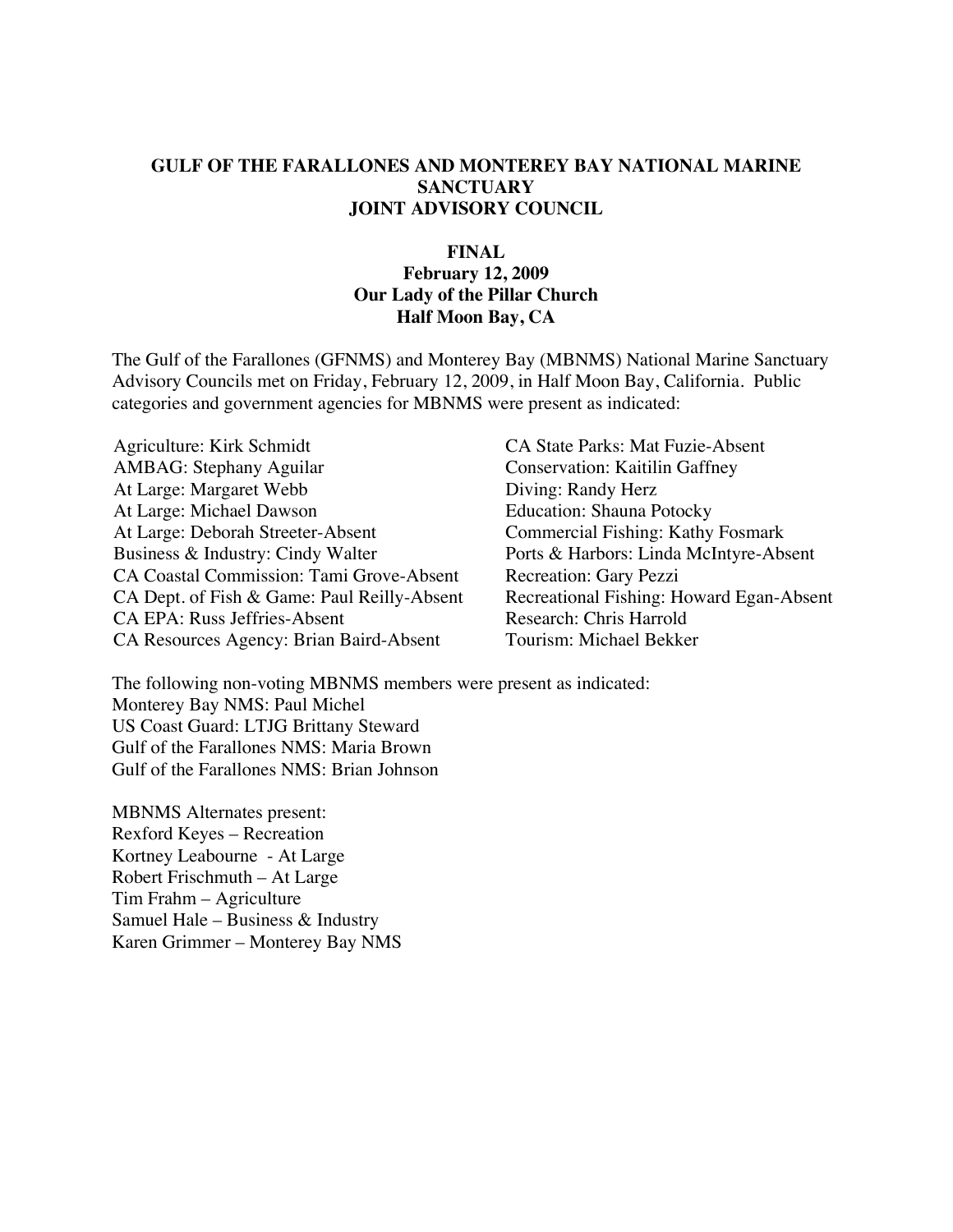**GULF OF THE FARALLONES AND MONTEREY BAY NATIONAL MARINE SANCTUARY**
**JOINT ADVISORY COUNCIL**

**FINAL**
**February 12, 2009**
**Our Lady of the Pillar Church**
**Half Moon Bay, CA**

The Gulf of the Farallones (GFNMS) and Monterey Bay (MBNMS) National Marine Sanctuary Advisory Councils met on Friday, February 12, 2009, in Half Moon Bay, California. Public categories and government agencies for MBNMS were present as indicated:

Agriculture: Kirk Schmidt
AMBAG: Stephany Aguilar
At Large: Margaret Webb
At Large: Michael Dawson
At Large: Deborah Streeter-Absent
Business & Industry: Cindy Walter
CA Coastal Commission: Tami Grove-Absent
CA Dept. of Fish & Game: Paul Reilly-Absent
CA EPA: Russ Jeffries-Absent
CA Resources Agency: Brian Baird-Absent
CA State Parks: Mat Fuzie-Absent
Conservation: Kaitilin Gaffney
Diving: Randy Herz
Education: Shauna Potocky
Commercial Fishing: Kathy Fosmark
Ports & Harbors: Linda McIntyre-Absent
Recreation: Gary Pezzi
Recreational Fishing: Howard Egan-Absent
Research: Chris Harrold
Tourism: Michael Bekker

The following non-voting MBNMS members were present as indicated:
Monterey Bay NMS: Paul Michel
US Coast Guard: LTJG Brittany Steward
Gulf of the Farallones NMS: Maria Brown
Gulf of the Farallones NMS: Brian Johnson

MBNMS Alternates present:
Rexford Keyes – Recreation
Kortney Leabourne - At Large
Robert Frischmuth – At Large
Tim Frahm – Agriculture
Samuel Hale – Business & Industry
Karen Grimmer – Monterey Bay NMS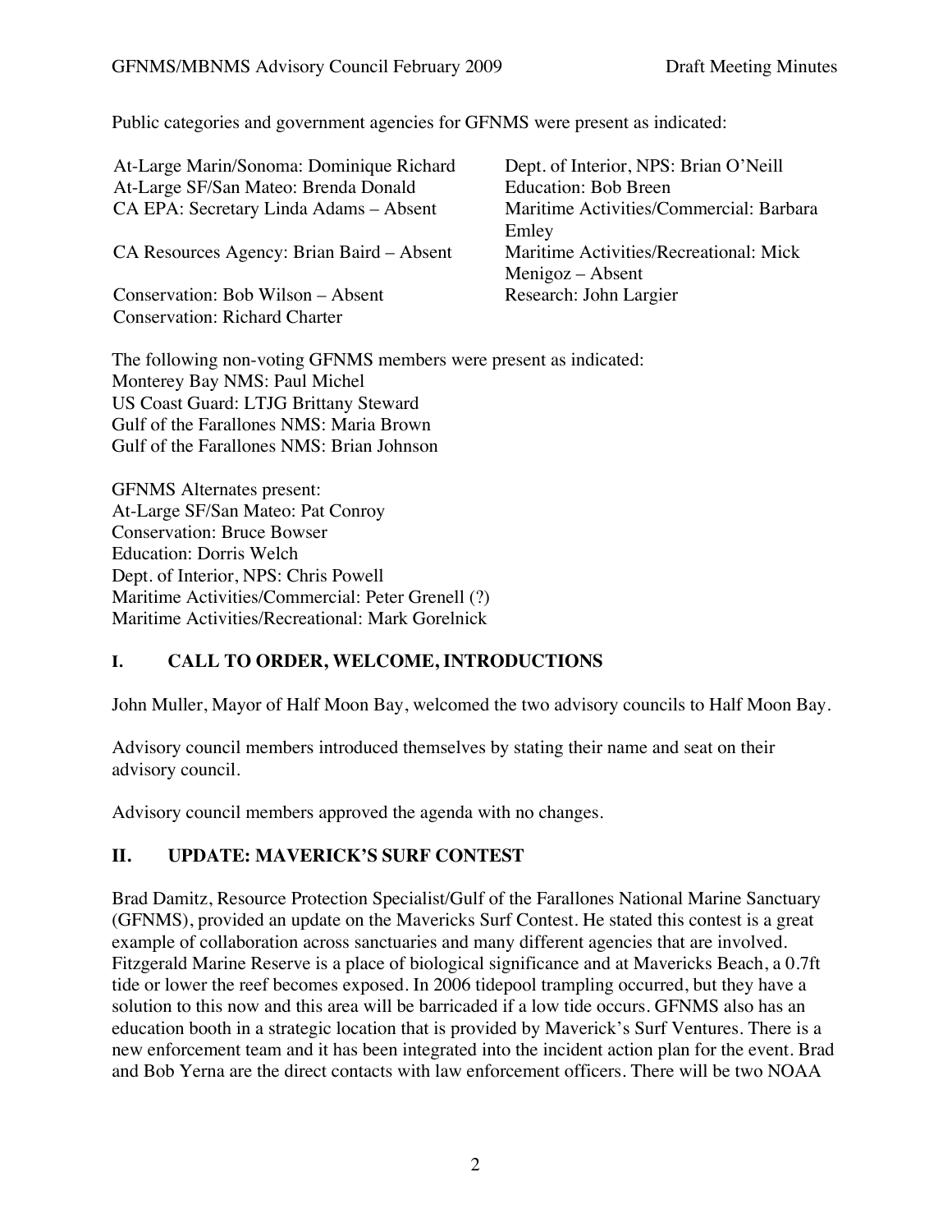Public categories and government agencies for GFNMS were present as indicated:

At-Large Marin/Sonoma: Dominique Richard
At-Large SF/San Mateo: Brenda Donald
CA EPA: Secretary Linda Adams – Absent
CA Resources Agency: Brian Baird – Absent
Conservation: Bob Wilson – Absent
Conservation: Richard Charter
Dept. of Interior, NPS: Brian O'Neill
Education: Bob Breen
Maritime Activities/Commercial: Barbara Emley
Maritime Activities/Recreational: Mick Menigoz – Absent
Research: John Largier

The following non-voting GFNMS members were present as indicated:
Monterey Bay NMS: Paul Michel
US Coast Guard: LTJG Brittany Steward
Gulf of the Farallones NMS: Maria Brown
Gulf of the Farallones NMS: Brian Johnson

GFNMS Alternates present:
At-Large SF/San Mateo: Pat Conroy
Conservation: Bruce Bowser
Education: Dorris Welch
Dept. of Interior, NPS: Chris Powell
Maritime Activities/Commercial: Peter Grenell (?)
Maritime Activities/Recreational: Mark Gorelnick

## I. CALL TO ORDER, WELCOME, INTRODUCTIONS

John Muller, Mayor of Half Moon Bay, welcomed the two advisory councils to Half Moon Bay.

Advisory council members introduced themselves by stating their name and seat on their advisory council.

Advisory council members approved the agenda with no changes.

## II. UPDATE: MAVERICK'S SURF CONTEST

Brad Damitz, Resource Protection Specialist/Gulf of the Farallones National Marine Sanctuary (GFNMS), provided an update on the Mavericks Surf Contest. He stated this contest is a great example of collaboration across sanctuaries and many different agencies that are involved. Fitzgerald Marine Reserve is a place of biological significance and at Mavericks Beach, a 0.7ft tide or lower the reef becomes exposed. In 2006 tidepool trampling occurred, but they have a solution to this now and this area will be barricaded if a low tide occurs. GFNMS also has an education booth in a strategic location that is provided by Maverick's Surf Ventures. There is a new enforcement team and it has been integrated into the incident action plan for the event. Brad and Bob Yerna are the direct contacts with law enforcement officers. There will be two NOAA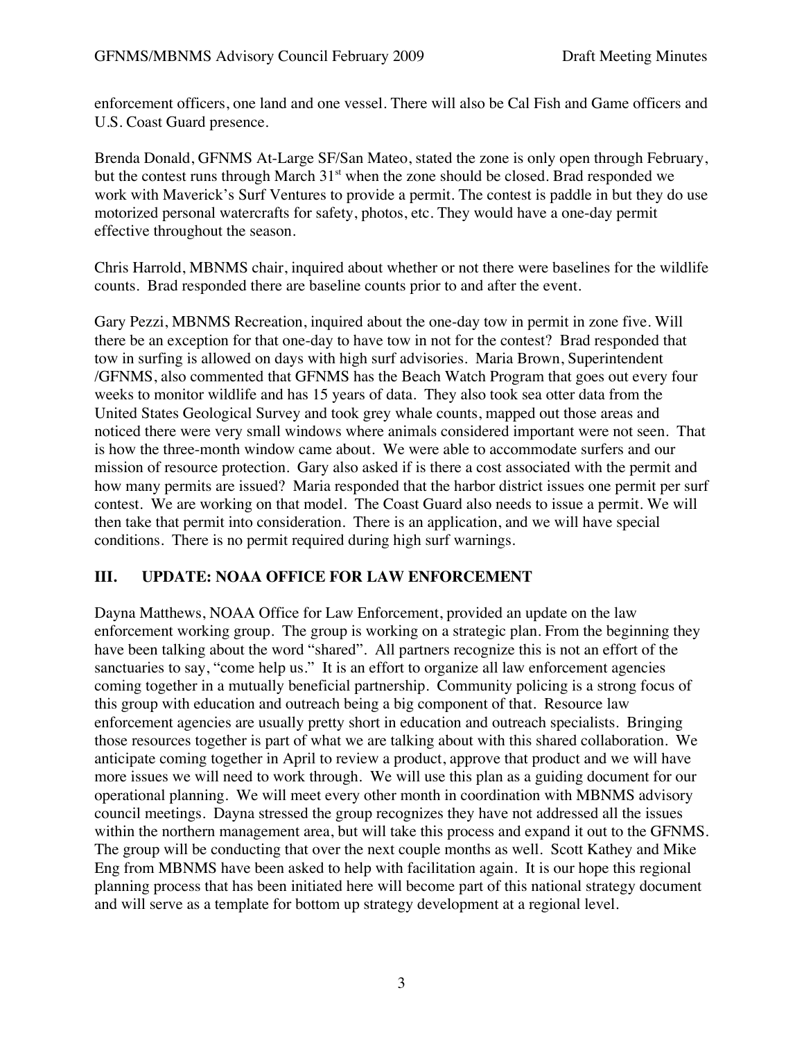enforcement officers, one land and one vessel. There will also be Cal Fish and Game officers and U.S. Coast Guard presence.

Brenda Donald, GFNMS At-Large SF/San Mateo, stated the zone is only open through February, but the contest runs through March 31st when the zone should be closed. Brad responded we work with Maverick's Surf Ventures to provide a permit. The contest is paddle in but they do use motorized personal watercrafts for safety, photos, etc. They would have a one-day permit effective throughout the season.

Chris Harrold, MBNMS chair, inquired about whether or not there were baselines for the wildlife counts. Brad responded there are baseline counts prior to and after the event.

Gary Pezzi, MBNMS Recreation, inquired about the one-day tow in permit in zone five. Will there be an exception for that one-day to have tow in not for the contest? Brad responded that tow in surfing is allowed on days with high surf advisories. Maria Brown, Superintendent /GFNMS, also commented that GFNMS has the Beach Watch Program that goes out every four weeks to monitor wildlife and has 15 years of data. They also took sea otter data from the United States Geological Survey and took grey whale counts, mapped out those areas and noticed there were very small windows where animals considered important were not seen. That is how the three-month window came about. We were able to accommodate surfers and our mission of resource protection. Gary also asked if is there a cost associated with the permit and how many permits are issued? Maria responded that the harbor district issues one permit per surf contest. We are working on that model. The Coast Guard also needs to issue a permit. We will then take that permit into consideration. There is an application, and we will have special conditions. There is no permit required during high surf warnings.

## III. UPDATE: NOAA OFFICE FOR LAW ENFORCEMENT

Dayna Matthews, NOAA Office for Law Enforcement, provided an update on the law enforcement working group. The group is working on a strategic plan. From the beginning they have been talking about the word "shared". All partners recognize this is not an effort of the sanctuaries to say, "come help us." It is an effort to organize all law enforcement agencies coming together in a mutually beneficial partnership. Community policing is a strong focus of this group with education and outreach being a big component of that. Resource law enforcement agencies are usually pretty short in education and outreach specialists. Bringing those resources together is part of what we are talking about with this shared collaboration. We anticipate coming together in April to review a product, approve that product and we will have more issues we will need to work through. We will use this plan as a guiding document for our operational planning. We will meet every other month in coordination with MBNMS advisory council meetings. Dayna stressed the group recognizes they have not addressed all the issues within the northern management area, but will take this process and expand it out to the GFNMS. The group will be conducting that over the next couple months as well. Scott Kathey and Mike Eng from MBNMS have been asked to help with facilitation again. It is our hope this regional planning process that has been initiated here will become part of this national strategy document and will serve as a template for bottom up strategy development at a regional level.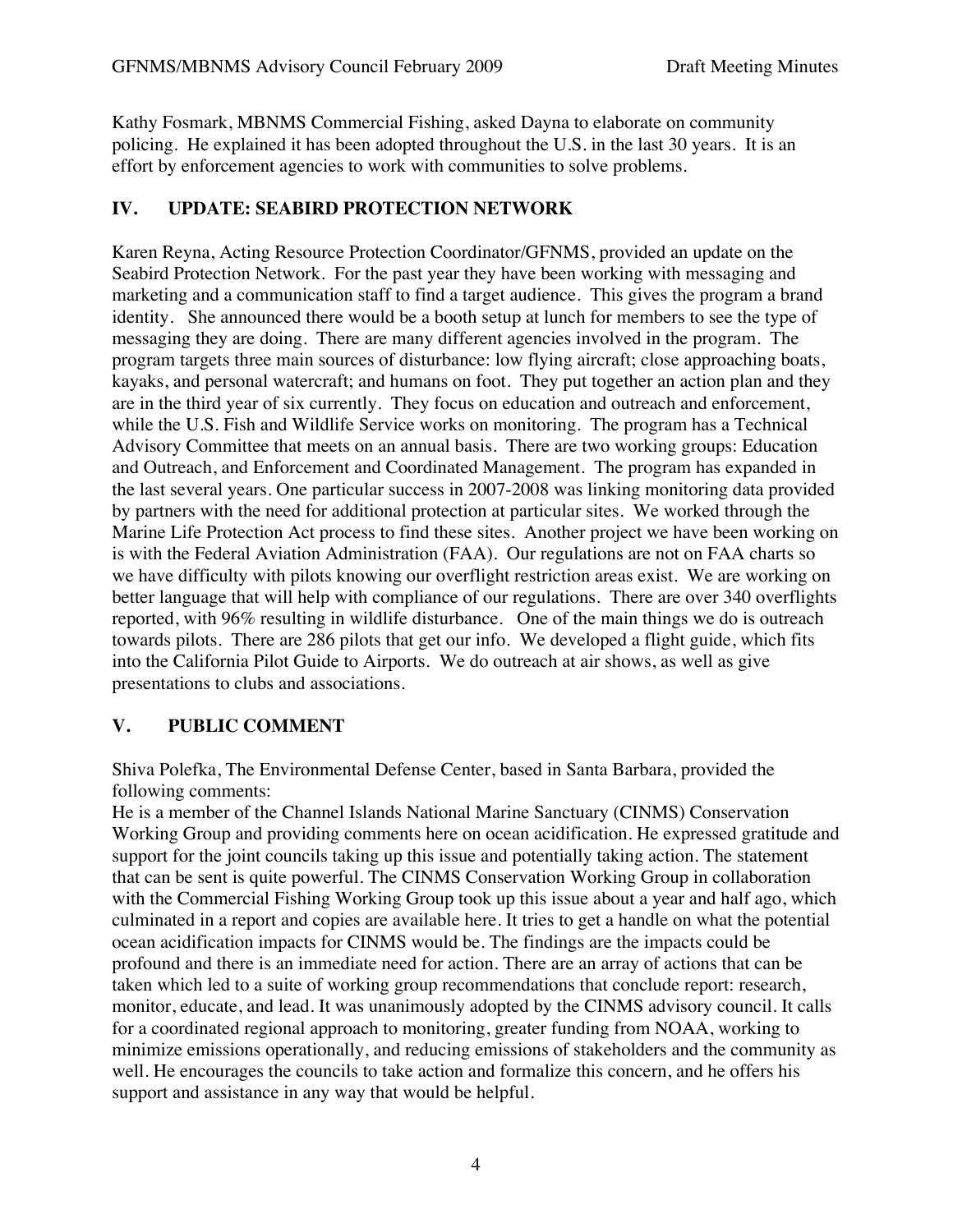Kathy Fosmark, MBNMS Commercial Fishing, asked Dayna to elaborate on community policing. He explained it has been adopted throughout the U.S. in the last 30 years. It is an effort by enforcement agencies to work with communities to solve problems.

## IV. UPDATE: SEABIRD PROTECTION NETWORK

Karen Reyna, Acting Resource Protection Coordinator/GFNMS, provided an update on the Seabird Protection Network. For the past year they have been working with messaging and marketing and a communication staff to find a target audience. This gives the program a brand identity. She announced there would be a booth setup at lunch for members to see the type of messaging they are doing. There are many different agencies involved in the program. The program targets three main sources of disturbance: low flying aircraft; close approaching boats, kayaks, and personal watercraft; and humans on foot. They put together an action plan and they are in the third year of six currently. They focus on education and outreach and enforcement, while the U.S. Fish and Wildlife Service works on monitoring. The program has a Technical Advisory Committee that meets on an annual basis. There are two working groups: Education and Outreach, and Enforcement and Coordinated Management. The program has expanded in the last several years. One particular success in 2007-2008 was linking monitoring data provided by partners with the need for additional protection at particular sites. We worked through the Marine Life Protection Act process to find these sites. Another project we have been working on is with the Federal Aviation Administration (FAA). Our regulations are not on FAA charts so we have difficulty with pilots knowing our overflight restriction areas exist. We are working on better language that will help with compliance of our regulations. There are over 340 overflights reported, with 96% resulting in wildlife disturbance. One of the main things we do is outreach towards pilots. There are 286 pilots that get our info. We developed a flight guide, which fits into the California Pilot Guide to Airports. We do outreach at air shows, as well as give presentations to clubs and associations.

## V. PUBLIC COMMENT

Shiva Polefka, The Environmental Defense Center, based in Santa Barbara, provided the following comments:
He is a member of the Channel Islands National Marine Sanctuary (CINMS) Conservation Working Group and providing comments here on ocean acidification. He expressed gratitude and support for the joint councils taking up this issue and potentially taking action. The statement that can be sent is quite powerful. The CINMS Conservation Working Group in collaboration with the Commercial Fishing Working Group took up this issue about a year and half ago, which culminated in a report and copies are available here. It tries to get a handle on what the potential ocean acidification impacts for CINMS would be. The findings are the impacts could be profound and there is an immediate need for action. There are an array of actions that can be taken which led to a suite of working group recommendations that conclude report: research, monitor, educate, and lead. It was unanimously adopted by the CINMS advisory council. It calls for a coordinated regional approach to monitoring, greater funding from NOAA, working to minimize emissions operationally, and reducing emissions of stakeholders and the community as well. He encourages the councils to take action and formalize this concern, and he offers his support and assistance in any way that would be helpful.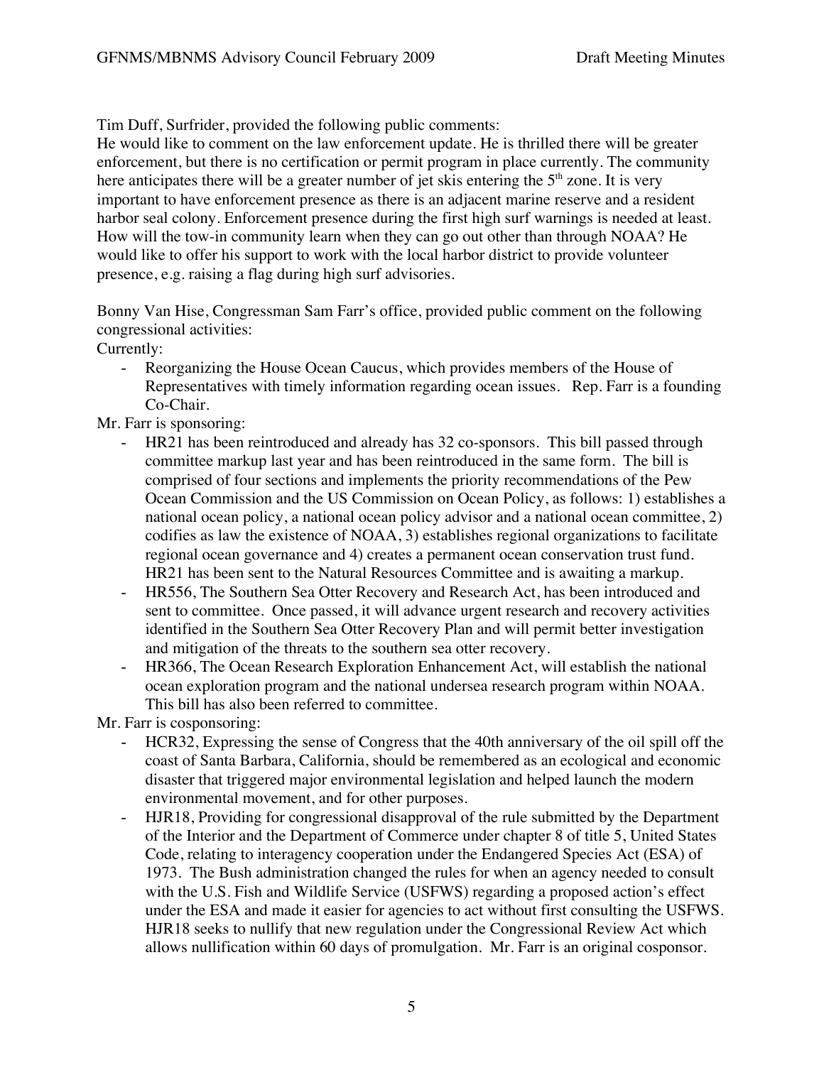Tim Duff, Surfrider, provided the following public comments:
He would like to comment on the law enforcement update. He is thrilled there will be greater enforcement, but there is no certification or permit program in place currently. The community here anticipates there will be a greater number of jet skis entering the 5th zone. It is very important to have enforcement presence as there is an adjacent marine reserve and a resident harbor seal colony. Enforcement presence during the first high surf warnings is needed at least. How will the tow-in community learn when they can go out other than through NOAA? He would like to offer his support to work with the local harbor district to provide volunteer presence, e.g. raising a flag during high surf advisories.

Bonny Van Hise, Congressman Sam Farr's office, provided public comment on the following congressional activities:
Currently:

- Reorganizing the House Ocean Caucus, which provides members of the House of Representatives with timely information regarding ocean issues. Rep. Farr is a founding Co-Chair.

Mr. Farr is sponsoring:

- HR21 has been reintroduced and already has 32 co-sponsors. This bill passed through committee markup last year and has been reintroduced in the same form. The bill is comprised of four sections and implements the priority recommendations of the Pew Ocean Commission and the US Commission on Ocean Policy, as follows: 1) establishes a national ocean policy, a national ocean policy advisor and a national ocean committee, 2) codifies as law the existence of NOAA, 3) establishes regional organizations to facilitate regional ocean governance and 4) creates a permanent ocean conservation trust fund. HR21 has been sent to the Natural Resources Committee and is awaiting a markup.
- HR556, The Southern Sea Otter Recovery and Research Act, has been introduced and sent to committee. Once passed, it will advance urgent research and recovery activities identified in the Southern Sea Otter Recovery Plan and will permit better investigation and mitigation of the threats to the southern sea otter recovery.
- HR366, The Ocean Research Exploration Enhancement Act, will establish the national ocean exploration program and the national undersea research program within NOAA. This bill has also been referred to committee.

Mr. Farr is cosponsoring:

- HCR32, Expressing the sense of Congress that the 40th anniversary of the oil spill off the coast of Santa Barbara, California, should be remembered as an ecological and economic disaster that triggered major environmental legislation and helped launch the modern environmental movement, and for other purposes.
- HJR18, Providing for congressional disapproval of the rule submitted by the Department of the Interior and the Department of Commerce under chapter 8 of title 5, United States Code, relating to interagency cooperation under the Endangered Species Act (ESA) of 1973. The Bush administration changed the rules for when an agency needed to consult with the U.S. Fish and Wildlife Service (USFWS) regarding a proposed action's effect under the ESA and made it easier for agencies to act without first consulting the USFWS. HJR18 seeks to nullify that new regulation under the Congressional Review Act which allows nullification within 60 days of promulgation. Mr. Farr is an original cosponsor.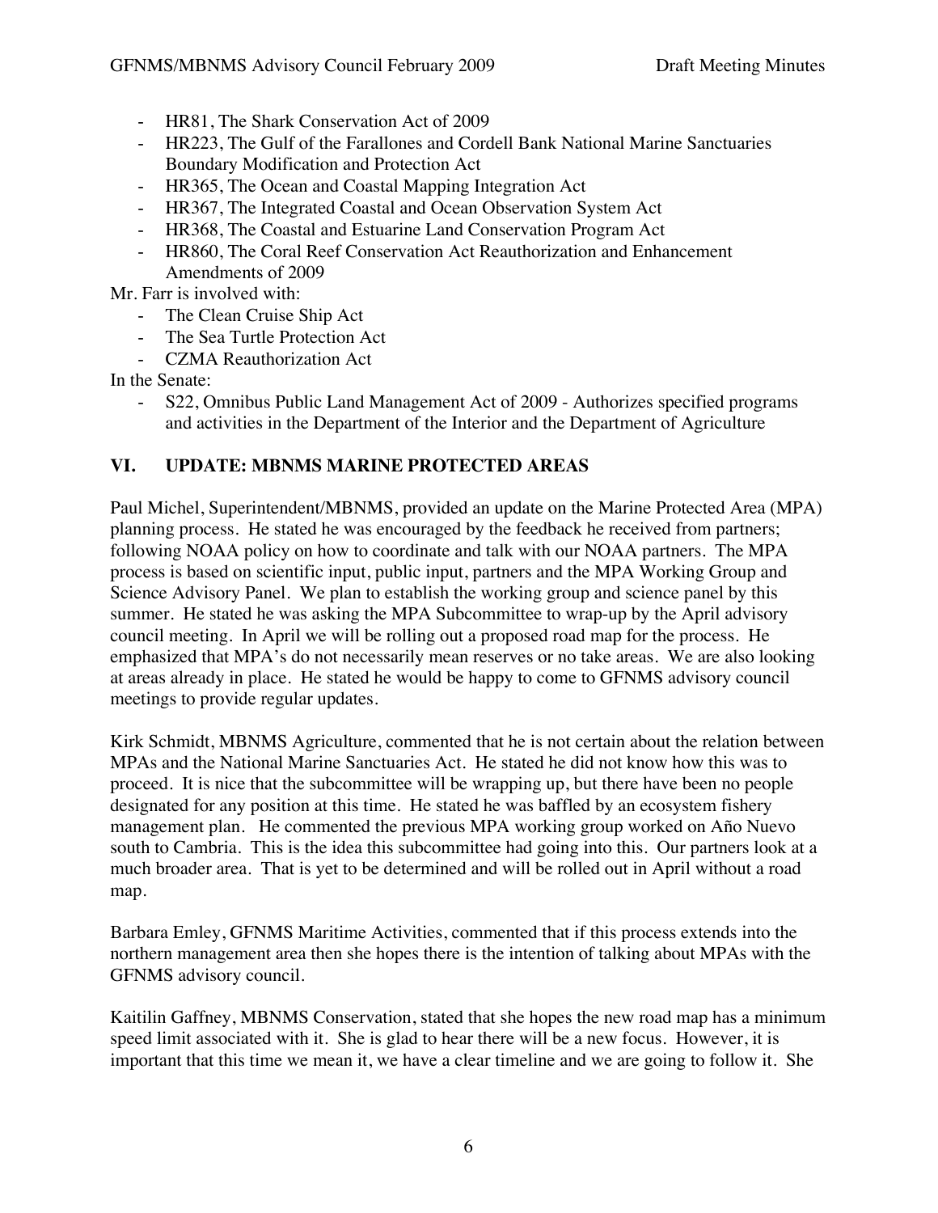- HR81, The Shark Conservation Act of 2009
- HR223, The Gulf of the Farallones and Cordell Bank National Marine Sanctuaries Boundary Modification and Protection Act
- HR365, The Ocean and Coastal Mapping Integration Act
- HR367, The Integrated Coastal and Ocean Observation System Act
- HR368, The Coastal and Estuarine Land Conservation Program Act
- HR860, The Coral Reef Conservation Act Reauthorization and Enhancement Amendments of 2009

Mr. Farr is involved with:

- The Clean Cruise Ship Act
- The Sea Turtle Protection Act
- CZMA Reauthorization Act

In the Senate:

- S22, Omnibus Public Land Management Act of 2009 - Authorizes specified programs and activities in the Department of the Interior and the Department of Agriculture

## VI. UPDATE: MBNMS MARINE PROTECTED AREAS

Paul Michel, Superintendent/MBNMS, provided an update on the Marine Protected Area (MPA) planning process. He stated he was encouraged by the feedback he received from partners; following NOAA policy on how to coordinate and talk with our NOAA partners. The MPA process is based on scientific input, public input, partners and the MPA Working Group and Science Advisory Panel. We plan to establish the working group and science panel by this summer. He stated he was asking the MPA Subcommittee to wrap-up by the April advisory council meeting. In April we will be rolling out a proposed road map for the process. He emphasized that MPA's do not necessarily mean reserves or no take areas. We are also looking at areas already in place. He stated he would be happy to come to GFNMS advisory council meetings to provide regular updates.

Kirk Schmidt, MBNMS Agriculture, commented that he is not certain about the relation between MPAs and the National Marine Sanctuaries Act. He stated he did not know how this was to proceed. It is nice that the subcommittee will be wrapping up, but there have been no people designated for any position at this time. He stated he was baffled by an ecosystem fishery management plan. He commented the previous MPA working group worked on Año Nuevo south to Cambria. This is the idea this subcommittee had going into this. Our partners look at a much broader area. That is yet to be determined and will be rolled out in April without a road map.

Barbara Emley, GFNMS Maritime Activities, commented that if this process extends into the northern management area then she hopes there is the intention of talking about MPAs with the GFNMS advisory council.

Kaitilin Gaffney, MBNMS Conservation, stated that she hopes the new road map has a minimum speed limit associated with it. She is glad to hear there will be a new focus. However, it is important that this time we mean it, we have a clear timeline and we are going to follow it. She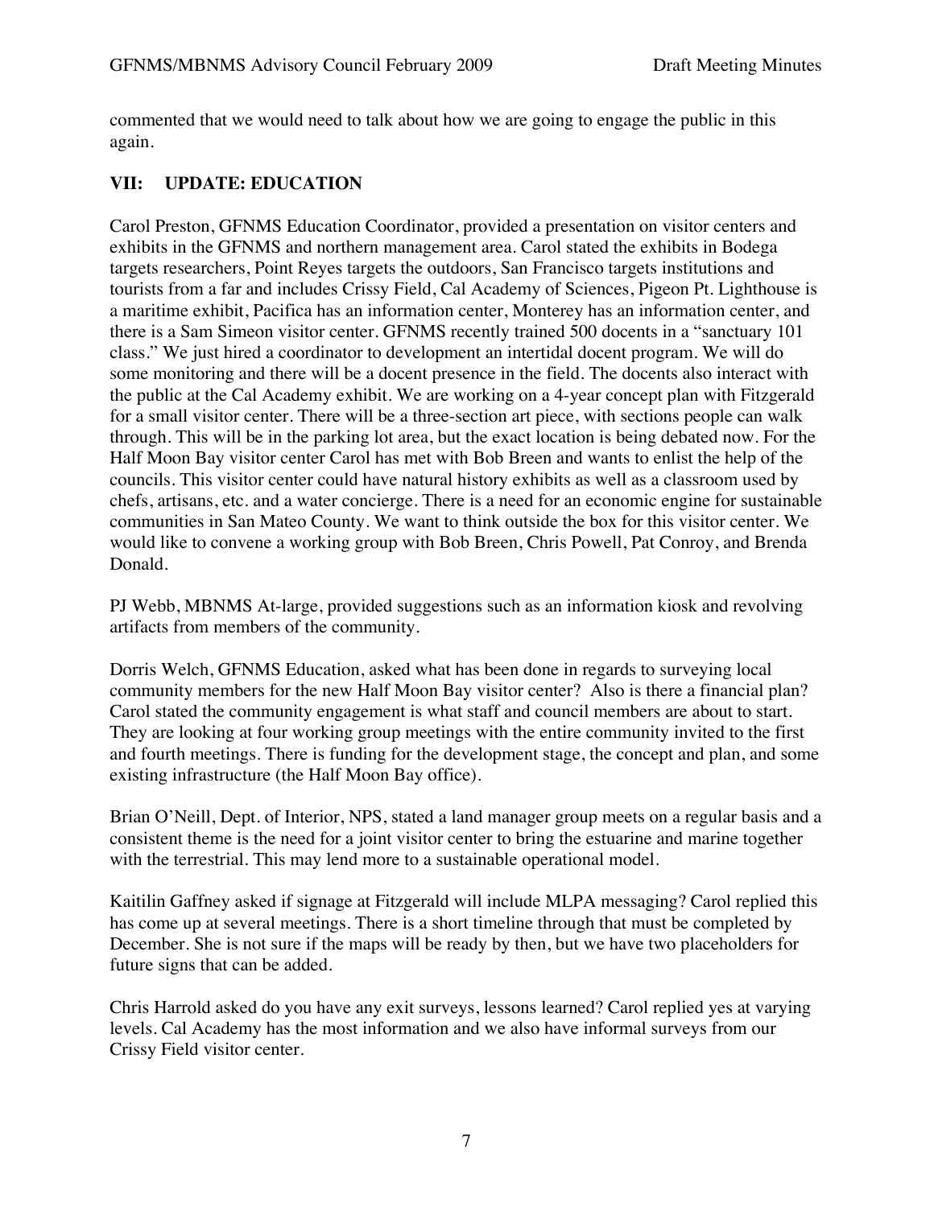commented that we would need to talk about how we are going to engage the public in this again.

## VII: UPDATE: EDUCATION

Carol Preston, GFNMS Education Coordinator, provided a presentation on visitor centers and exhibits in the GFNMS and northern management area. Carol stated the exhibits in Bodega targets researchers, Point Reyes targets the outdoors, San Francisco targets institutions and tourists from a far and includes Crissy Field, Cal Academy of Sciences, Pigeon Pt. Lighthouse is a maritime exhibit, Pacifica has an information center, Monterey has an information center, and there is a Sam Simeon visitor center. GFNMS recently trained 500 docents in a "sanctuary 101 class." We just hired a coordinator to development an intertidal docent program. We will do some monitoring and there will be a docent presence in the field. The docents also interact with the public at the Cal Academy exhibit. We are working on a 4-year concept plan with Fitzgerald for a small visitor center. There will be a three-section art piece, with sections people can walk through. This will be in the parking lot area, but the exact location is being debated now. For the Half Moon Bay visitor center Carol has met with Bob Breen and wants to enlist the help of the councils. This visitor center could have natural history exhibits as well as a classroom used by chefs, artisans, etc. and a water concierge. There is a need for an economic engine for sustainable communities in San Mateo County. We want to think outside the box for this visitor center. We would like to convene a working group with Bob Breen, Chris Powell, Pat Conroy, and Brenda Donald.

PJ Webb, MBNMS At-large, provided suggestions such as an information kiosk and revolving artifacts from members of the community.

Dorris Welch, GFNMS Education, asked what has been done in regards to surveying local community members for the new Half Moon Bay visitor center? Also is there a financial plan? Carol stated the community engagement is what staff and council members are about to start. They are looking at four working group meetings with the entire community invited to the first and fourth meetings. There is funding for the development stage, the concept and plan, and some existing infrastructure (the Half Moon Bay office).

Brian O'Neill, Dept. of Interior, NPS, stated a land manager group meets on a regular basis and a consistent theme is the need for a joint visitor center to bring the estuarine and marine together with the terrestrial. This may lend more to a sustainable operational model.

Kaitilin Gaffney asked if signage at Fitzgerald will include MLPA messaging? Carol replied this has come up at several meetings. There is a short timeline through that must be completed by December. She is not sure if the maps will be ready by then, but we have two placeholders for future signs that can be added.

Chris Harrold asked do you have any exit surveys, lessons learned? Carol replied yes at varying levels. Cal Academy has the most information and we also have informal surveys from our Crissy Field visitor center.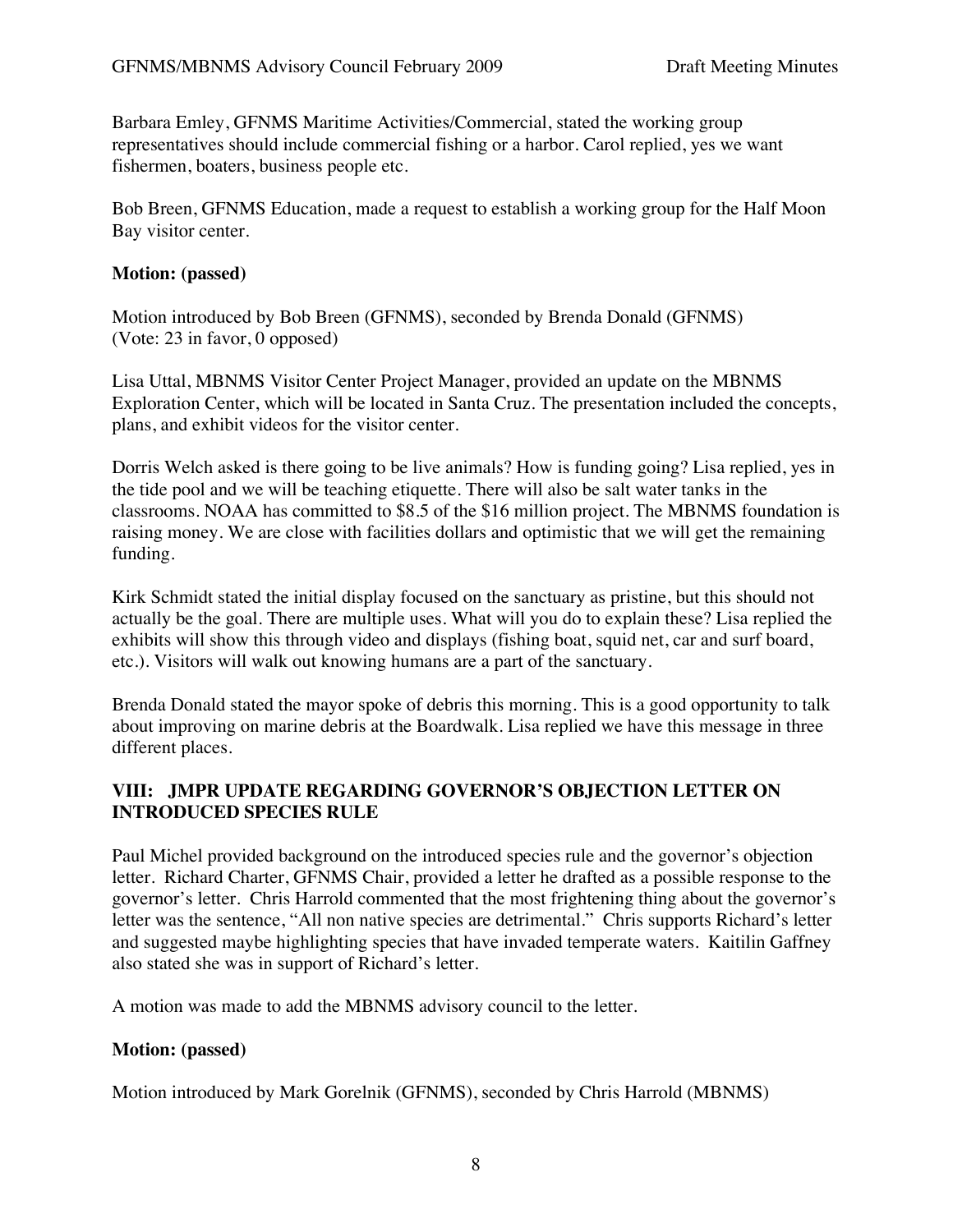Barbara Emley, GFNMS Maritime Activities/Commercial, stated the working group representatives should include commercial fishing or a harbor. Carol replied, yes we want fishermen, boaters, business people etc.

Bob Breen, GFNMS Education, made a request to establish a working group for the Half Moon Bay visitor center.

**Motion: (passed)**

Motion introduced by Bob Breen (GFNMS), seconded by Brenda Donald (GFNMS)
(Vote: 23 in favor, 0 opposed)

Lisa Uttal, MBNMS Visitor Center Project Manager, provided an update on the MBNMS Exploration Center, which will be located in Santa Cruz. The presentation included the concepts, plans, and exhibit videos for the visitor center.

Dorris Welch asked is there going to be live animals? How is funding going? Lisa replied, yes in the tide pool and we will be teaching etiquette. There will also be salt water tanks in the classrooms. NOAA has committed to $8.5 of the $16 million project. The MBNMS foundation is raising money. We are close with facilities dollars and optimistic that we will get the remaining funding.

Kirk Schmidt stated the initial display focused on the sanctuary as pristine, but this should not actually be the goal. There are multiple uses. What will you do to explain these? Lisa replied the exhibits will show this through video and displays (fishing boat, squid net, car and surf board, etc.). Visitors will walk out knowing humans are a part of the sanctuary.

Brenda Donald stated the mayor spoke of debris this morning. This is a good opportunity to talk about improving on marine debris at the Boardwalk. Lisa replied we have this message in three different places.

## VIII: JMPR UPDATE REGARDING GOVERNOR'S OBJECTION LETTER ON INTRODUCED SPECIES RULE

Paul Michel provided background on the introduced species rule and the governor's objection letter. Richard Charter, GFNMS Chair, provided a letter he drafted as a possible response to the governor's letter. Chris Harrold commented that the most frightening thing about the governor's letter was the sentence, "All non native species are detrimental." Chris supports Richard's letter and suggested maybe highlighting species that have invaded temperate waters. Kaitilin Gaffney also stated she was in support of Richard's letter.

A motion was made to add the MBNMS advisory council to the letter.

**Motion: (passed)**

Motion introduced by Mark Gorelnik (GFNMS), seconded by Chris Harrold (MBNMS)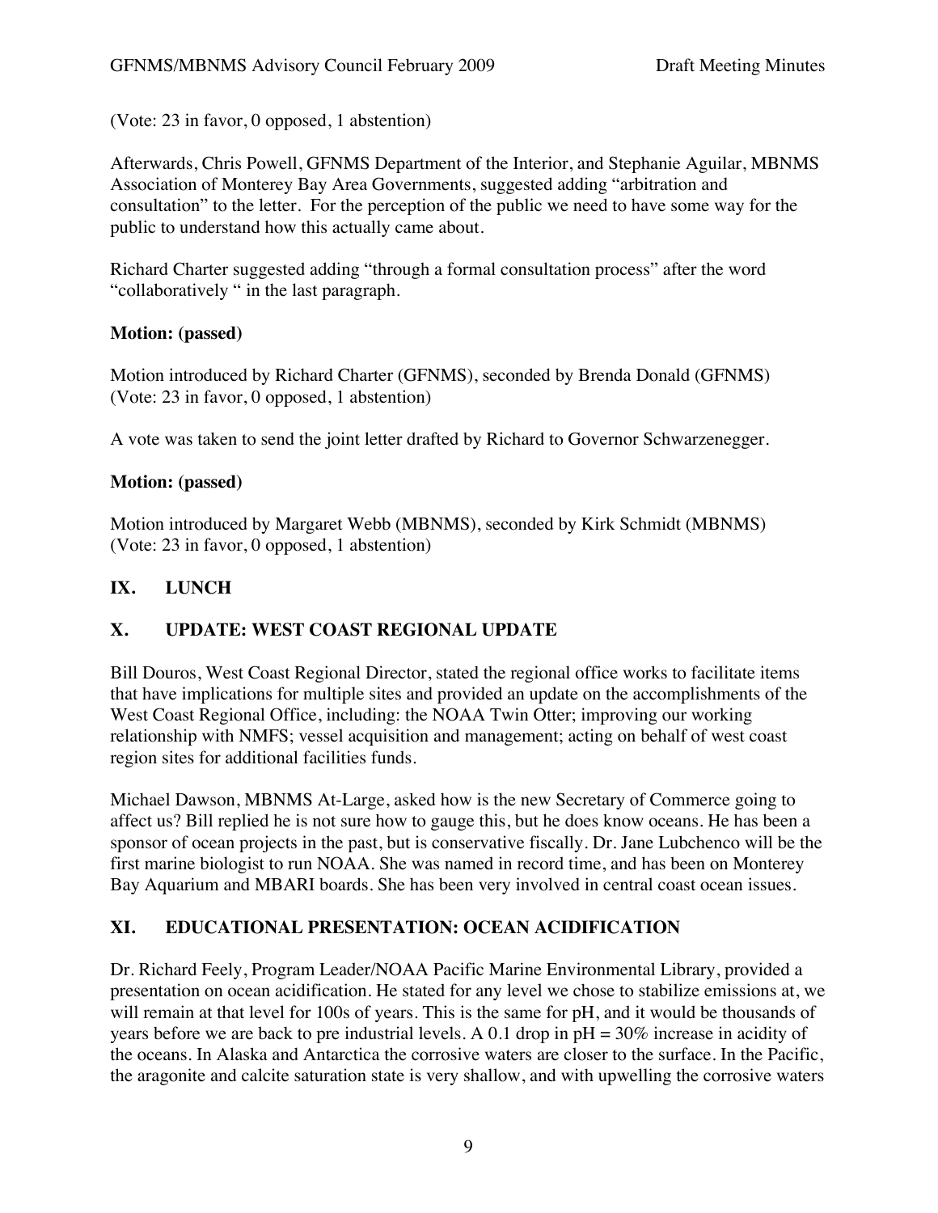(Vote: 23 in favor, 0 opposed, 1 abstention)

Afterwards, Chris Powell, GFNMS Department of the Interior, and Stephanie Aguilar, MBNMS Association of Monterey Bay Area Governments, suggested adding "arbitration and consultation" to the letter. For the perception of the public we need to have some way for the public to understand how this actually came about.

Richard Charter suggested adding "through a formal consultation process" after the word "collaboratively " in the last paragraph.

**Motion: (passed)**

Motion introduced by Richard Charter (GFNMS), seconded by Brenda Donald (GFNMS)
(Vote: 23 in favor, 0 opposed, 1 abstention)

A vote was taken to send the joint letter drafted by Richard to Governor Schwarzenegger.

**Motion: (passed)**

Motion introduced by Margaret Webb (MBNMS), seconded by Kirk Schmidt (MBNMS)
(Vote: 23 in favor, 0 opposed, 1 abstention)

## IX. LUNCH

## X. UPDATE: WEST COAST REGIONAL UPDATE

Bill Douros, West Coast Regional Director, stated the regional office works to facilitate items that have implications for multiple sites and provided an update on the accomplishments of the West Coast Regional Office, including: the NOAA Twin Otter; improving our working relationship with NMFS; vessel acquisition and management; acting on behalf of west coast region sites for additional facilities funds.

Michael Dawson, MBNMS At-Large, asked how is the new Secretary of Commerce going to affect us? Bill replied he is not sure how to gauge this, but he does know oceans. He has been a sponsor of ocean projects in the past, but is conservative fiscally. Dr. Jane Lubchenco will be the first marine biologist to run NOAA. She was named in record time, and has been on Monterey Bay Aquarium and MBARI boards. She has been very involved in central coast ocean issues.

## XI. EDUCATIONAL PRESENTATION: OCEAN ACIDIFICATION

Dr. Richard Feely, Program Leader/NOAA Pacific Marine Environmental Library, provided a presentation on ocean acidification. He stated for any level we chose to stabilize emissions at, we will remain at that level for 100s of years. This is the same for pH, and it would be thousands of years before we are back to pre industrial levels. A 0.1 drop in pH = 30% increase in acidity of the oceans. In Alaska and Antarctica the corrosive waters are closer to the surface. In the Pacific, the aragonite and calcite saturation state is very shallow, and with upwelling the corrosive waters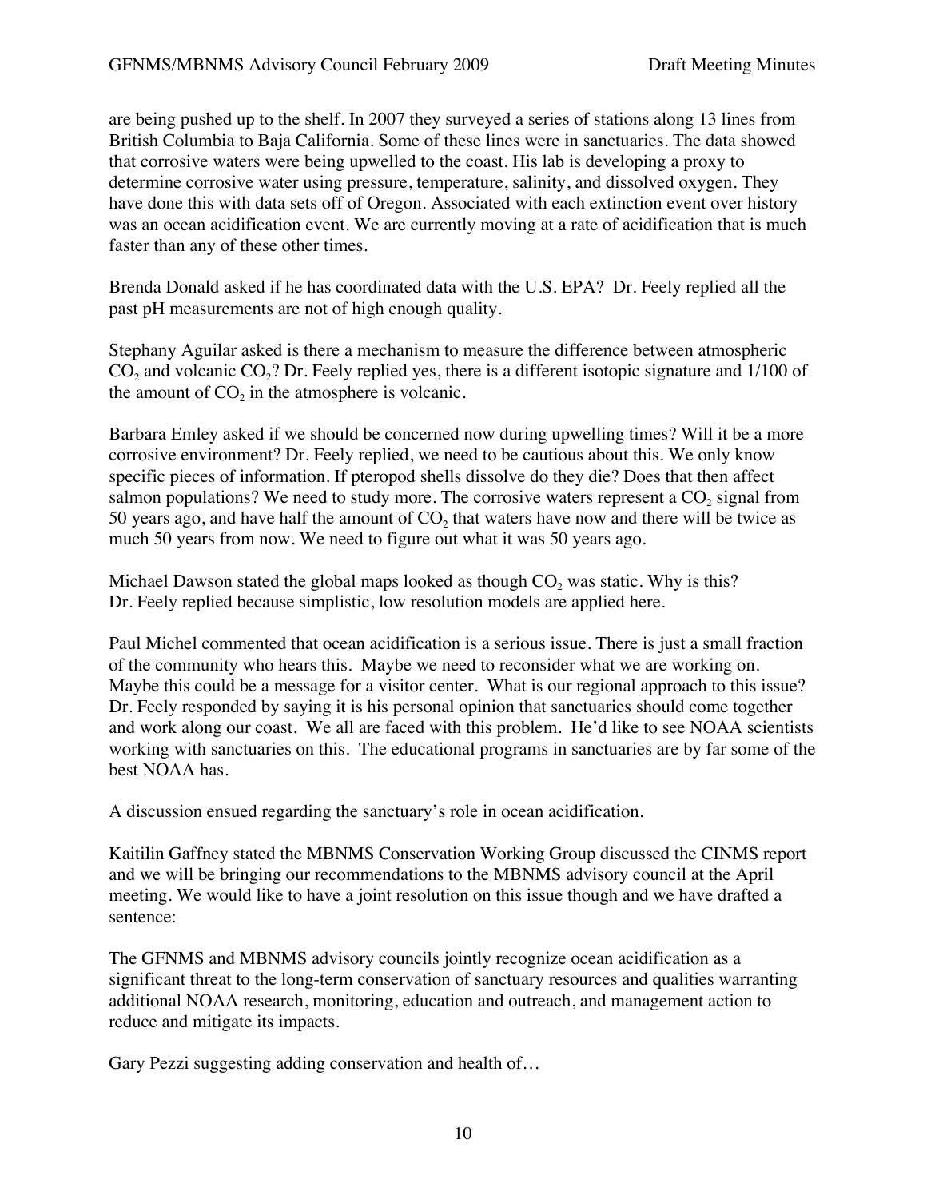are being pushed up to the shelf. In 2007 they surveyed a series of stations along 13 lines from British Columbia to Baja California. Some of these lines were in sanctuaries. The data showed that corrosive waters were being upwelled to the coast. His lab is developing a proxy to determine corrosive water using pressure, temperature, salinity, and dissolved oxygen. They have done this with data sets off of Oregon. Associated with each extinction event over history was an ocean acidification event. We are currently moving at a rate of acidification that is much faster than any of these other times.

Brenda Donald asked if he has coordinated data with the U.S. EPA? Dr. Feely replied all the past pH measurements are not of high enough quality.

Stephany Aguilar asked is there a mechanism to measure the difference between atmospheric $CO_2$ and volcanic $CO_2$? Dr. Feely replied yes, there is a different isotopic signature and 1/100 of the amount of $CO_2$ in the atmosphere is volcanic.

Barbara Emley asked if we should be concerned now during upwelling times? Will it be a more corrosive environment? Dr. Feely replied, we need to be cautious about this. We only know specific pieces of information. If pteropod shells dissolve do they die? Does that then affect salmon populations? We need to study more. The corrosive waters represent a $CO_2$ signal from 50 years ago, and have half the amount of $CO_2$ that waters have now and there will be twice as much 50 years from now. We need to figure out what it was 50 years ago.

Michael Dawson stated the global maps looked as though $CO_2$ was static. Why is this? Dr. Feely replied because simplistic, low resolution models are applied here.

Paul Michel commented that ocean acidification is a serious issue. There is just a small fraction of the community who hears this. Maybe we need to reconsider what we are working on. Maybe this could be a message for a visitor center. What is our regional approach to this issue? Dr. Feely responded by saying it is his personal opinion that sanctuaries should come together and work along our coast. We all are faced with this problem. He'd like to see NOAA scientists working with sanctuaries on this. The educational programs in sanctuaries are by far some of the best NOAA has.

A discussion ensued regarding the sanctuary's role in ocean acidification.

Kaitilin Gaffney stated the MBNMS Conservation Working Group discussed the CINMS report and we will be bringing our recommendations to the MBNMS advisory council at the April meeting. We would like to have a joint resolution on this issue though and we have drafted a sentence:

The GFNMS and MBNMS advisory councils jointly recognize ocean acidification as a significant threat to the long-term conservation of sanctuary resources and qualities warranting additional NOAA research, monitoring, education and outreach, and management action to reduce and mitigate its impacts.

Gary Pezzi suggesting adding conservation and health of…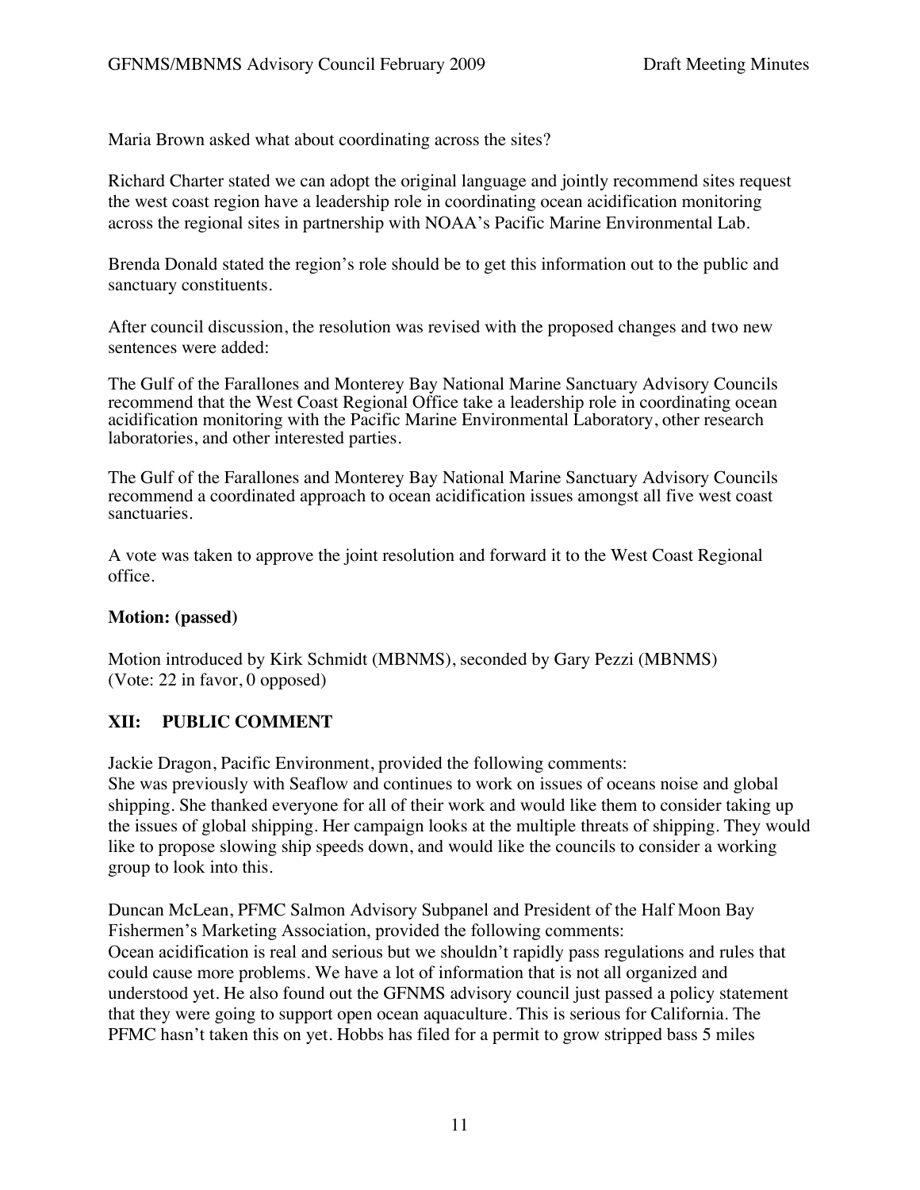Maria Brown asked what about coordinating across the sites?

Richard Charter stated we can adopt the original language and jointly recommend sites request the west coast region have a leadership role in coordinating ocean acidification monitoring across the regional sites in partnership with NOAA's Pacific Marine Environmental Lab.

Brenda Donald stated the region's role should be to get this information out to the public and sanctuary constituents.

After council discussion, the resolution was revised with the proposed changes and two new sentences were added:

The Gulf of the Farallones and Monterey Bay National Marine Sanctuary Advisory Councils recommend that the West Coast Regional Office take a leadership role in coordinating ocean acidification monitoring with the Pacific Marine Environmental Laboratory, other research laboratories, and other interested parties.

The Gulf of the Farallones and Monterey Bay National Marine Sanctuary Advisory Councils recommend a coordinated approach to ocean acidification issues amongst all five west coast sanctuaries.

A vote was taken to approve the joint resolution and forward it to the West Coast Regional office.

**Motion: (passed)**

Motion introduced by Kirk Schmidt (MBNMS), seconded by Gary Pezzi (MBNMS)
(Vote: 22 in favor, 0 opposed)

## XII: PUBLIC COMMENT

Jackie Dragon, Pacific Environment, provided the following comments:
She was previously with Seaflow and continues to work on issues of oceans noise and global shipping. She thanked everyone for all of their work and would like them to consider taking up the issues of global shipping. Her campaign looks at the multiple threats of shipping. They would like to propose slowing ship speeds down, and would like the councils to consider a working group to look into this.

Duncan McLean, PFMC Salmon Advisory Subpanel and President of the Half Moon Bay Fishermen's Marketing Association, provided the following comments:
Ocean acidification is real and serious but we shouldn't rapidly pass regulations and rules that could cause more problems. We have a lot of information that is not all organized and understood yet. He also found out the GFNMS advisory council just passed a policy statement that they were going to support open ocean aquaculture. This is serious for California. The PFMC hasn't taken this on yet. Hobbs has filed for a permit to grow stripped bass 5 miles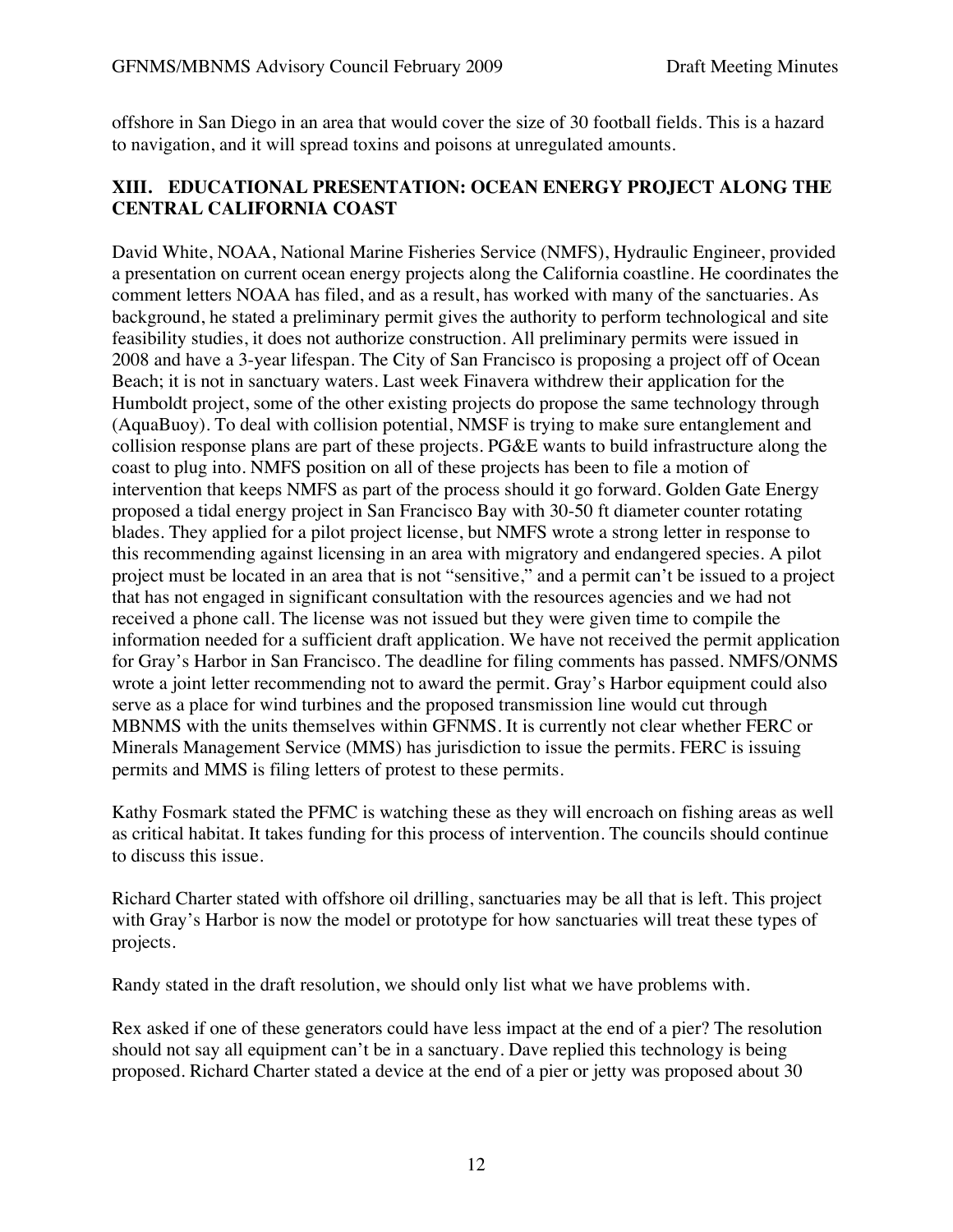offshore in San Diego in an area that would cover the size of 30 football fields. This is a hazard to navigation, and it will spread toxins and poisons at unregulated amounts.

## XIII. EDUCATIONAL PRESENTATION: OCEAN ENERGY PROJECT ALONG THE CENTRAL CALIFORNIA COAST

David White, NOAA, National Marine Fisheries Service (NMFS), Hydraulic Engineer, provided a presentation on current ocean energy projects along the California coastline. He coordinates the comment letters NOAA has filed, and as a result, has worked with many of the sanctuaries. As background, he stated a preliminary permit gives the authority to perform technological and site feasibility studies, it does not authorize construction. All preliminary permits were issued in 2008 and have a 3-year lifespan. The City of San Francisco is proposing a project off of Ocean Beach; it is not in sanctuary waters. Last week Finavera withdrew their application for the Humboldt project, some of the other existing projects do propose the same technology through (AquaBuoy). To deal with collision potential, NMSF is trying to make sure entanglement and collision response plans are part of these projects. PG&E wants to build infrastructure along the coast to plug into. NMFS position on all of these projects has been to file a motion of intervention that keeps NMFS as part of the process should it go forward. Golden Gate Energy proposed a tidal energy project in San Francisco Bay with 30-50 ft diameter counter rotating blades. They applied for a pilot project license, but NMFS wrote a strong letter in response to this recommending against licensing in an area with migratory and endangered species. A pilot project must be located in an area that is not "sensitive," and a permit can't be issued to a project that has not engaged in significant consultation with the resources agencies and we had not received a phone call. The license was not issued but they were given time to compile the information needed for a sufficient draft application. We have not received the permit application for Gray's Harbor in San Francisco. The deadline for filing comments has passed. NMFS/ONMS wrote a joint letter recommending not to award the permit. Gray's Harbor equipment could also serve as a place for wind turbines and the proposed transmission line would cut through MBNMS with the units themselves within GFNMS. It is currently not clear whether FERC or Minerals Management Service (MMS) has jurisdiction to issue the permits. FERC is issuing permits and MMS is filing letters of protest to these permits.

Kathy Fosmark stated the PFMC is watching these as they will encroach on fishing areas as well as critical habitat. It takes funding for this process of intervention. The councils should continue to discuss this issue.

Richard Charter stated with offshore oil drilling, sanctuaries may be all that is left. This project with Gray's Harbor is now the model or prototype for how sanctuaries will treat these types of projects.

Randy stated in the draft resolution, we should only list what we have problems with.

Rex asked if one of these generators could have less impact at the end of a pier? The resolution should not say all equipment can't be in a sanctuary. Dave replied this technology is being proposed. Richard Charter stated a device at the end of a pier or jetty was proposed about 30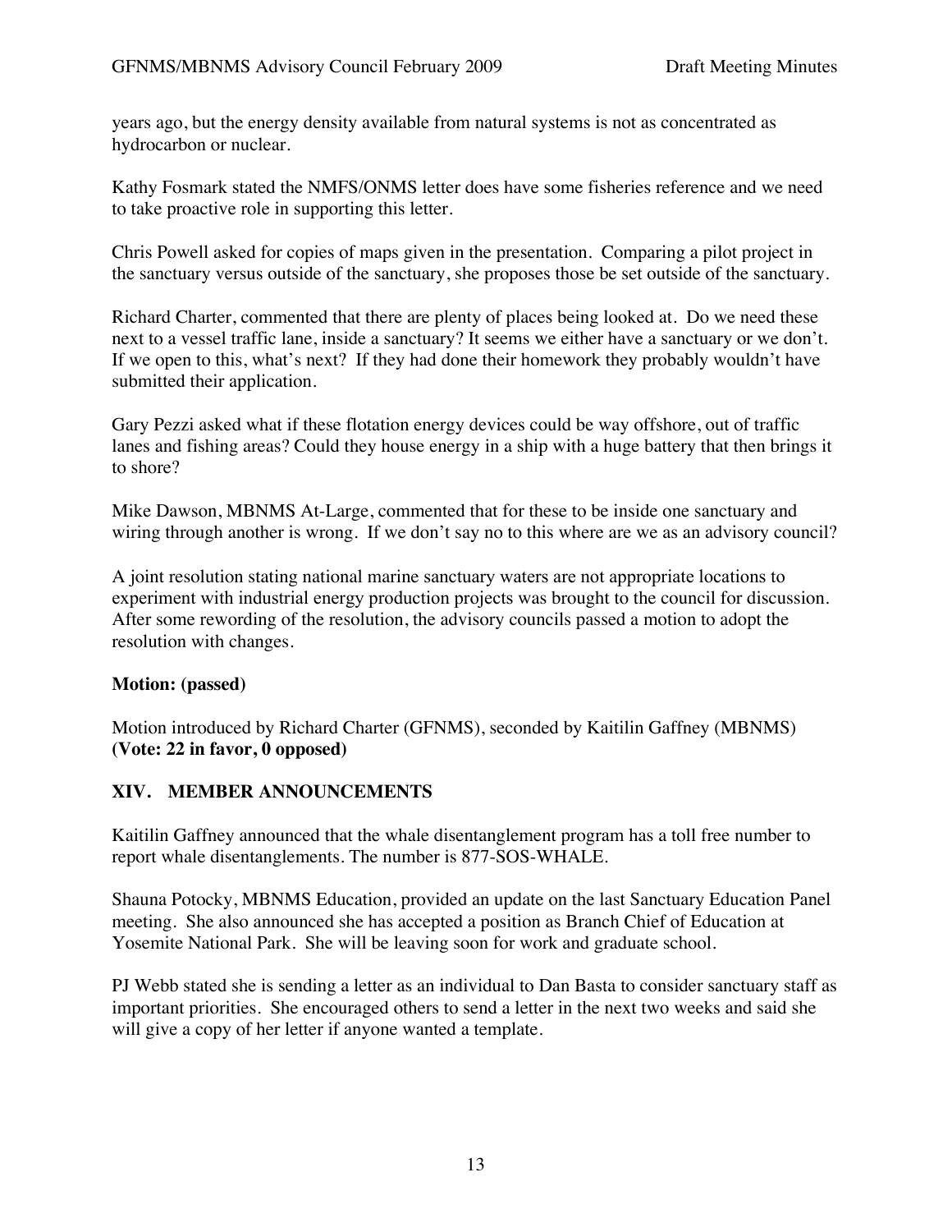years ago, but the energy density available from natural systems is not as concentrated as hydrocarbon or nuclear.

Kathy Fosmark stated the NMFS/ONMS letter does have some fisheries reference and we need to take proactive role in supporting this letter.

Chris Powell asked for copies of maps given in the presentation. Comparing a pilot project in the sanctuary versus outside of the sanctuary, she proposes those be set outside of the sanctuary.

Richard Charter, commented that there are plenty of places being looked at. Do we need these next to a vessel traffic lane, inside a sanctuary? It seems we either have a sanctuary or we don't. If we open to this, what's next? If they had done their homework they probably wouldn't have submitted their application.

Gary Pezzi asked what if these flotation energy devices could be way offshore, out of traffic lanes and fishing areas? Could they house energy in a ship with a huge battery that then brings it to shore?

Mike Dawson, MBNMS At-Large, commented that for these to be inside one sanctuary and wiring through another is wrong. If we don't say no to this where are we as an advisory council?

A joint resolution stating national marine sanctuary waters are not appropriate locations to experiment with industrial energy production projects was brought to the council for discussion. After some rewording of the resolution, the advisory councils passed a motion to adopt the resolution with changes.

**Motion: (passed)**

Motion introduced by Richard Charter (GFNMS), seconded by Kaitilin Gaffney (MBNMS)
**(Vote: 22 in favor, 0 opposed)**

## XIV. MEMBER ANNOUNCEMENTS

Kaitilin Gaffney announced that the whale disentanglement program has a toll free number to report whale disentanglements. The number is 877-SOS-WHALE.

Shauna Potocky, MBNMS Education, provided an update on the last Sanctuary Education Panel meeting. She also announced she has accepted a position as Branch Chief of Education at Yosemite National Park. She will be leaving soon for work and graduate school.

PJ Webb stated she is sending a letter as an individual to Dan Basta to consider sanctuary staff as important priorities. She encouraged others to send a letter in the next two weeks and said she will give a copy of her letter if anyone wanted a template.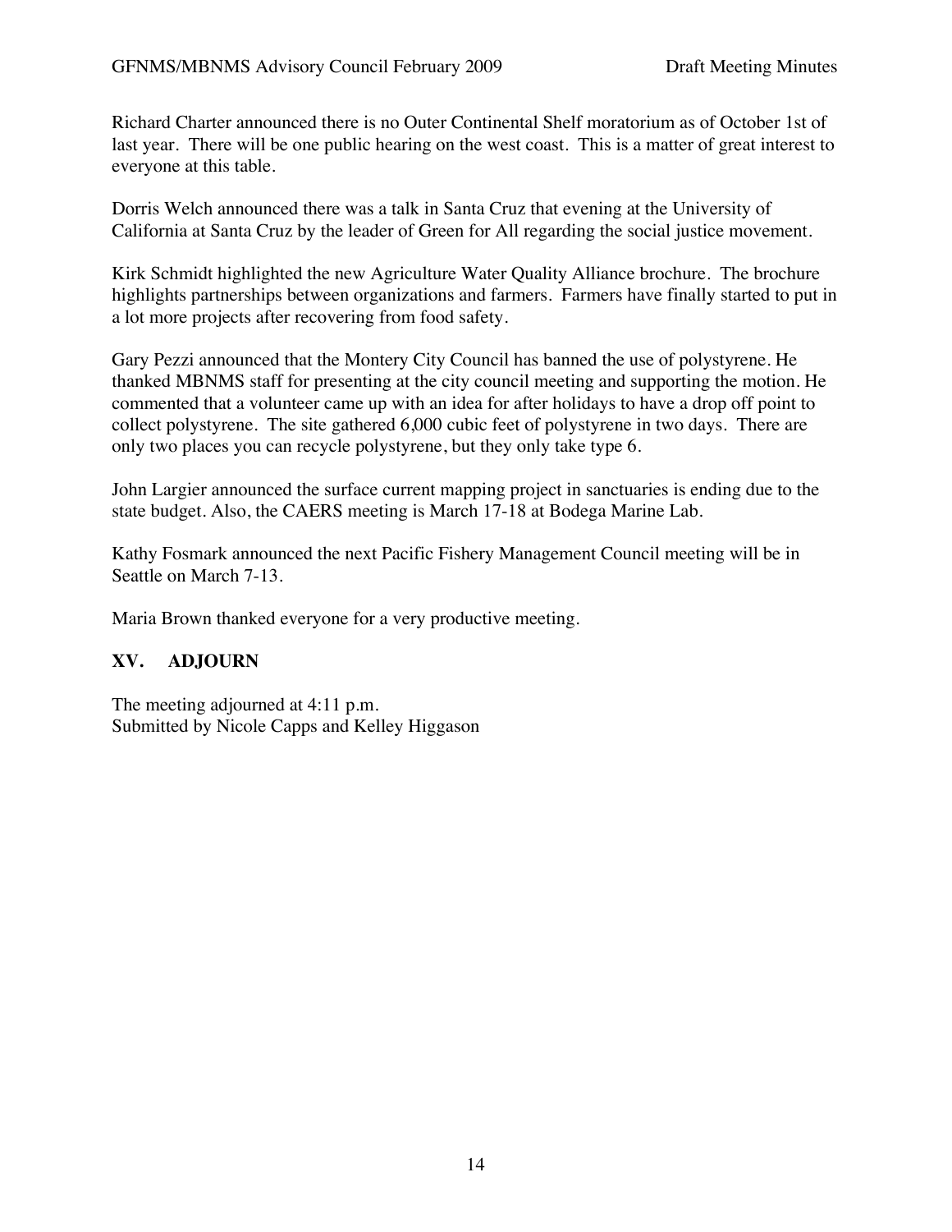Richard Charter announced there is no Outer Continental Shelf moratorium as of October 1st of last year. There will be one public hearing on the west coast. This is a matter of great interest to everyone at this table.

Dorris Welch announced there was a talk in Santa Cruz that evening at the University of California at Santa Cruz by the leader of Green for All regarding the social justice movement.

Kirk Schmidt highlighted the new Agriculture Water Quality Alliance brochure. The brochure highlights partnerships between organizations and farmers. Farmers have finally started to put in a lot more projects after recovering from food safety.

Gary Pezzi announced that the Montery City Council has banned the use of polystyrene. He thanked MBNMS staff for presenting at the city council meeting and supporting the motion. He commented that a volunteer came up with an idea for after holidays to have a drop off point to collect polystyrene. The site gathered 6,000 cubic feet of polystyrene in two days. There are only two places you can recycle polystyrene, but they only take type 6.

John Largier announced the surface current mapping project in sanctuaries is ending due to the state budget. Also, the CAERS meeting is March 17-18 at Bodega Marine Lab.

Kathy Fosmark announced the next Pacific Fishery Management Council meeting will be in Seattle on March 7-13.

Maria Brown thanked everyone for a very productive meeting.

## XV. ADJOURN

The meeting adjourned at 4:11 p.m.
Submitted by Nicole Capps and Kelley Higgason